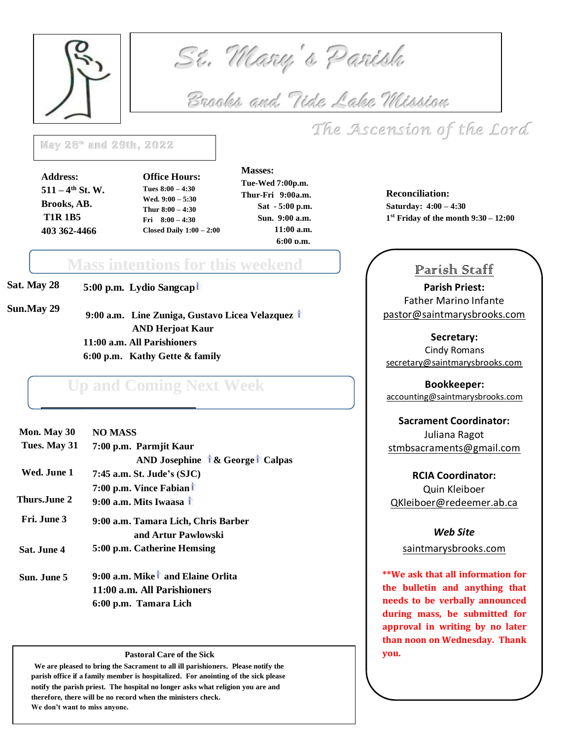# St. Mary's Parish

## Brooks and Tide Lake Mission

## The Ascension of the Lord

May 28th and 29th, 2022

**Address:**
**511 – 4th St. W.**
**Brooks, AB.**
**T1R 1B5**
**403 362-4466**

**Office Hours:**
Tues 8:00 – 4:30
Wed. 9:00 – 5:30
Thur 8:00 – 4:30
Fri 8:00 – 4:30
Closed Daily 1:00 – 2:00

**Masses:**
Tue-Wed 7:00p.m.
Thur-Fri 9:00a.m.
Sat - 5:00 p.m.
Sun. 9:00 a.m.
11:00 a.m.
6:00 p.m.

**Reconciliation:**
Saturday: 4:00 – 4:30
1st Friday of the month 9:30 – 12:00

## Mass intentions for this weekend

**Sat. May 28** — **5:00 p.m. Lydio Sangcap** †

**Sun.May 29**
**9:00 a.m. Line Zuniga, Gustavo Licea Velazquez** † **AND Herjoat Kaur**
**11:00 a.m. All Parishioners**
**6:00 p.m. Kathy Gette & family**

## Up and Coming Next Week

| | |
|---|---|
| **Mon. May 30** | **NO MASS** |
| **Tues. May 31** | **7:00 p.m. Parmjit Kaur AND Josephine † & George † Calpas** |
| **Wed. June 1** | **7:45 a.m. St. Jude's (SJC)**<br>**7:00 p.m. Vince Fabian** † |
| **Thurs.June 2** | **9:00 a.m. Mits Iwaasa** † |
| **Fri. June 3** | **9:00 a.m. Tamara Lich, Chris Barber and Artur Pawlowski** |
| **Sat. June 4** | **5:00 p.m. Catherine Hemsing** |
| **Sun. June 5** | **9:00 a.m. Mike † and Elaine Orlita**<br>**11:00 a.m. All Parishioners**<br>**6:00 p.m. Tamara Lich** |

**Pastoral Care of the Sick**

**We are pleased to bring the Sacrament to all ill parishioners. Please notify the parish office if a family member is hospitalized. For anointing of the sick please notify the parish priest. The hospital no longer asks what religion you are and therefore, there will be no record when the ministers check. We don't want to miss anyone.**

## Parish Staff

**Parish Priest:**
Father Marino Infante
pastor@saintmarysbrooks.com

**Secretary:**
Cindy Romans
secretary@saintmarysbrooks.com

**Bookkeeper:**
accounting@saintmarysbrooks.com

**Sacrament Coordinator:**
Juliana Ragot
stmbsacraments@gmail.com

**RCIA Coordinator:**
Quin Kleiboer
QKleiboer@redeemer.ab.ca

***Web Site***
saintmarysbrooks.com

**\*\*We ask that all information for the bulletin and anything that needs to be verbally announced during mass, be submitted for approval in writing by no later than noon on Wednesday. Thank you.**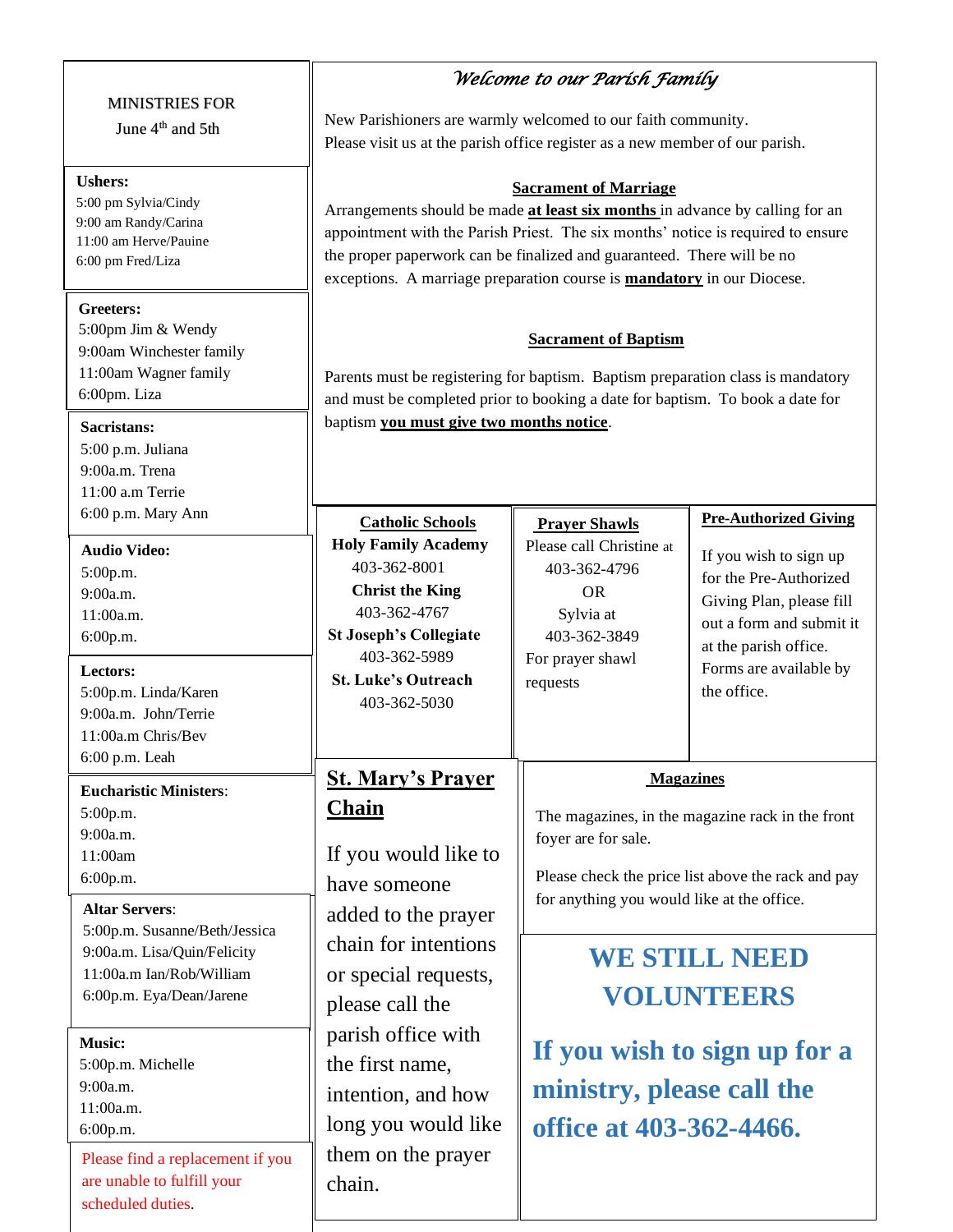MINISTRIES FOR
June 4th and 5th

**Ushers:**
5:00 pm Sylvia/Cindy
9:00 am Randy/Carina
11:00 am Herve/Pauine
6:00 pm Fred/Liza

**Greeters:**
5:00pm Jim & Wendy
9:00am Winchester family
11:00am Wagner family
6:00pm. Liza

**Sacristans:**
5:00 p.m. Juliana
9:00a.m. Trena
11:00 a.m Terrie
6:00 p.m. Mary Ann

**Audio Video:**
5:00p.m.
9:00a.m.
11:00a.m.
6:00p.m.

**Lectors:**
5:00p.m. Linda/Karen
9:00a.m. John/Terrie
11:00a.m Chris/Bev
6:00 p.m. Leah

**Eucharistic Ministers**:
5:00p.m.
9:00a.m.
11:00am
6:00p.m.

**Altar Servers**:
5:00p.m. Susanne/Beth/Jessica
9:00a.m. Lisa/Quin/Felicity
11:00a.m Ian/Rob/William
6:00p.m. Eya/Dean/Jarene

**Music:**
5:00p.m. Michelle
9:00a.m.
11:00a.m.
6:00p.m.

Please find a replacement if you are unable to fulfill your scheduled duties.

## *Welcome to our Parish Family*

New Parishioners are warmly welcomed to our faith community.
Please visit us at the parish office register as a new member of our parish.

### Sacrament of Marriage

Arrangements should be made **at least six months** in advance by calling for an appointment with the Parish Priest. The six months' notice is required to ensure the proper paperwork can be finalized and guaranteed. There will be no exceptions. A marriage preparation course is **mandatory** in our Diocese.

### Sacrament of Baptism

Parents must be registering for baptism. Baptism preparation class is mandatory and must be completed prior to booking a date for baptism. To book a date for baptism **you must give two months notice**.

### Catholic Schools

**Holy Family Academy**
403-362-8001
**Christ the King**
403-362-4767
**St Joseph's Collegiate**
403-362-5989
**St. Luke's Outreach**
403-362-5030

### Prayer Shawls

Please call Christine at
403-362-4796
OR
Sylvia at
403-362-3849
For prayer shawl requests

### Pre-Authorized Giving

If you wish to sign up for the Pre-Authorized Giving Plan, please fill out a form and submit it at the parish office. Forms are available by the office.

## St. Mary's Prayer Chain

If you would like to have someone added to the prayer chain for intentions or special requests, please call the parish office with the first name, intention, and how long you would like them on the prayer chain.

### Magazines

The magazines, in the magazine rack in the front foyer are for sale.

Please check the price list above the rack and pay for anything you would like at the office.

## WE STILL NEED VOLUNTEERS

**If you wish to sign up for a ministry, please call the office at 403-362-4466.**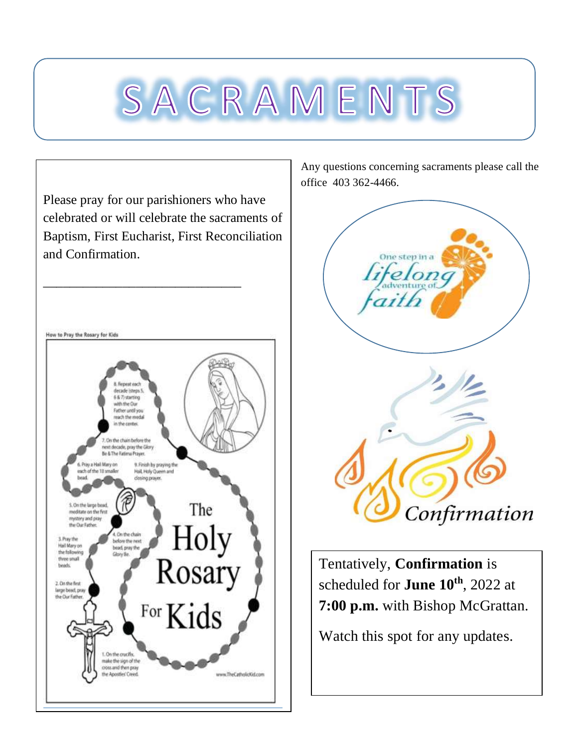# SACRAMENTS

Please pray for our parishioners who have celebrated or will celebrate the sacraments of Baptism, First Eucharist, First Reconciliation and Confirmation.

---

Any questions concerning sacraments please call the office 403 362-4466.

Tentatively, **Confirmation** is scheduled for **June 10th**, 2022 at **7:00 p.m.** with Bishop McGrattan.

Watch this spot for any updates.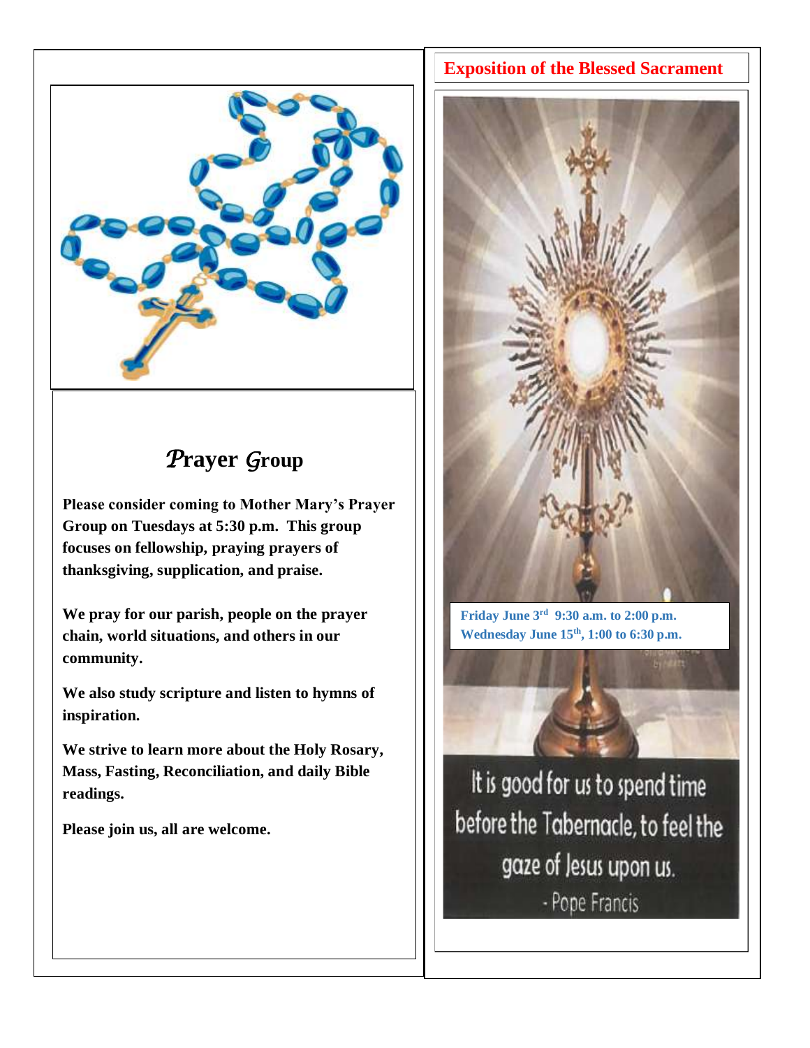## *Prayer Group*

**Please consider coming to Mother Mary's Prayer Group on Tuesdays at 5:30 p.m. This group focuses on fellowship, praying prayers of thanksgiving, supplication, and praise.**

**We pray for our parish, people on the prayer chain, world situations, and others in our community.**

**We also study scripture and listen to hymns of inspiration.**

**We strive to learn more about the Holy Rosary, Mass, Fasting, Reconciliation, and daily Bible readings.**

**Please join us, all are welcome.**

## Exposition of the Blessed Sacrament

**Friday June 3rd 9:30 a.m. to 2:00 p.m.**
**Wednesday June 15th, 1:00 to 6:30 p.m.**

It is good for us to spend time before the Tabernacle, to feel the gaze of Jesus upon us.
- Pope Francis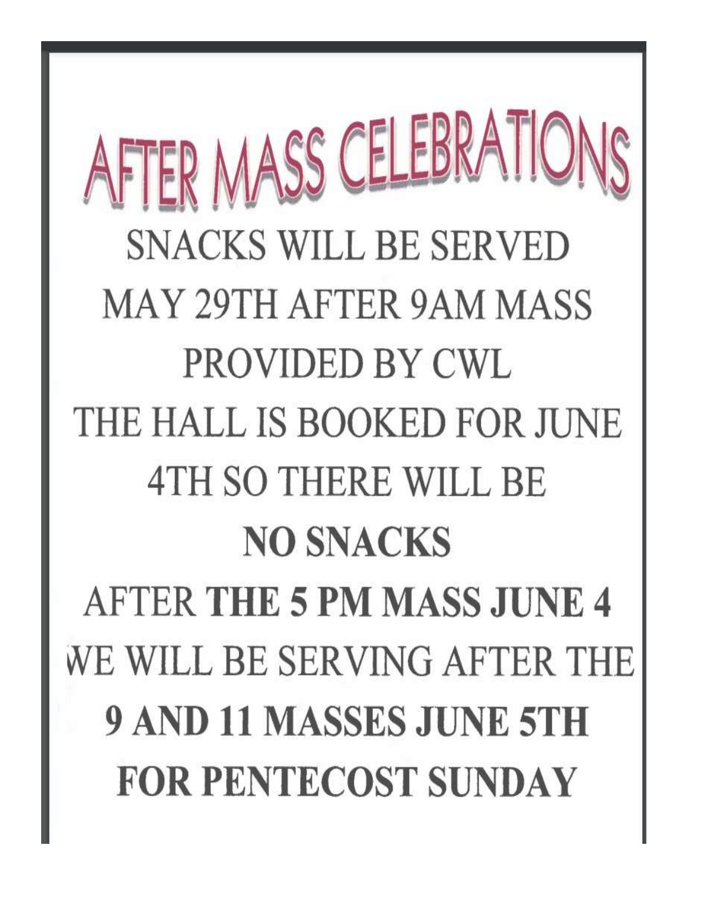# AFTER MASS CELEBRATIONS

SNACKS WILL BE SERVED

MAY 29TH AFTER 9AM MASS

PROVIDED BY CWL

THE HALL IS BOOKED FOR JUNE 4TH SO THERE WILL BE

**NO SNACKS**

AFTER **THE 5 PM MASS JUNE 4**

WE WILL BE SERVING AFTER THE

**9 AND 11 MASSES JUNE 5TH**

**FOR PENTECOST SUNDAY**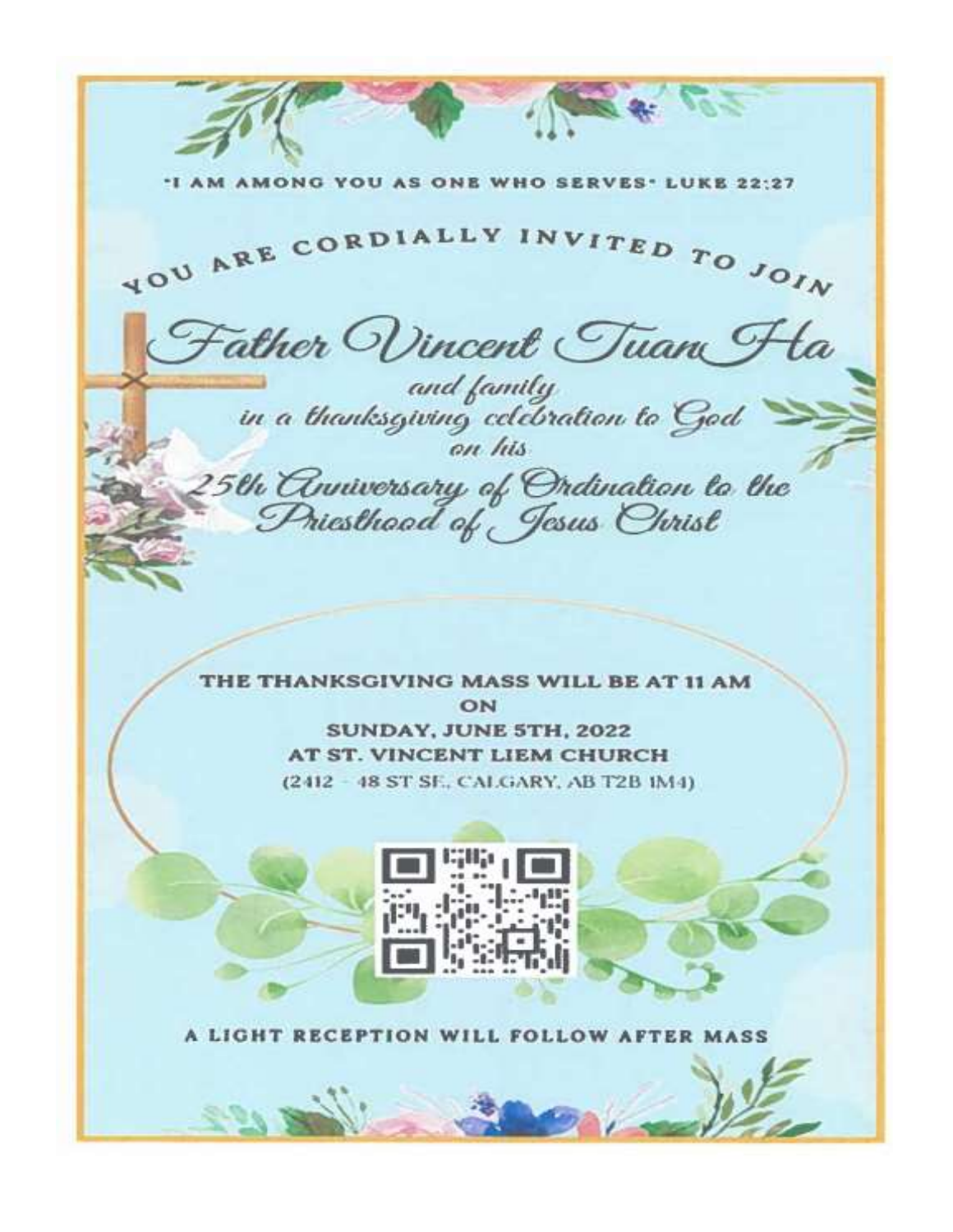"I AM AMONG YOU AS ONE WHO SERVES" LUKE 22:27

YOU ARE CORDIALLY INVITED TO JOIN

# *Father Vincent Tuan Ha*

*and family*
*in a thanksgiving celebration to God*
*on his*

## *25th Anniversary of Ordination to the Priesthood of Jesus Christ*

**THE THANKSGIVING MASS WILL BE AT 11 AM**
**ON**
**SUNDAY, JUNE 5TH, 2022**
**AT ST. VINCENT LIEM CHURCH**
(2412 - 48 ST SE, CALGARY, AB T2B 1M4)

**A LIGHT RECEPTION WILL FOLLOW AFTER MASS**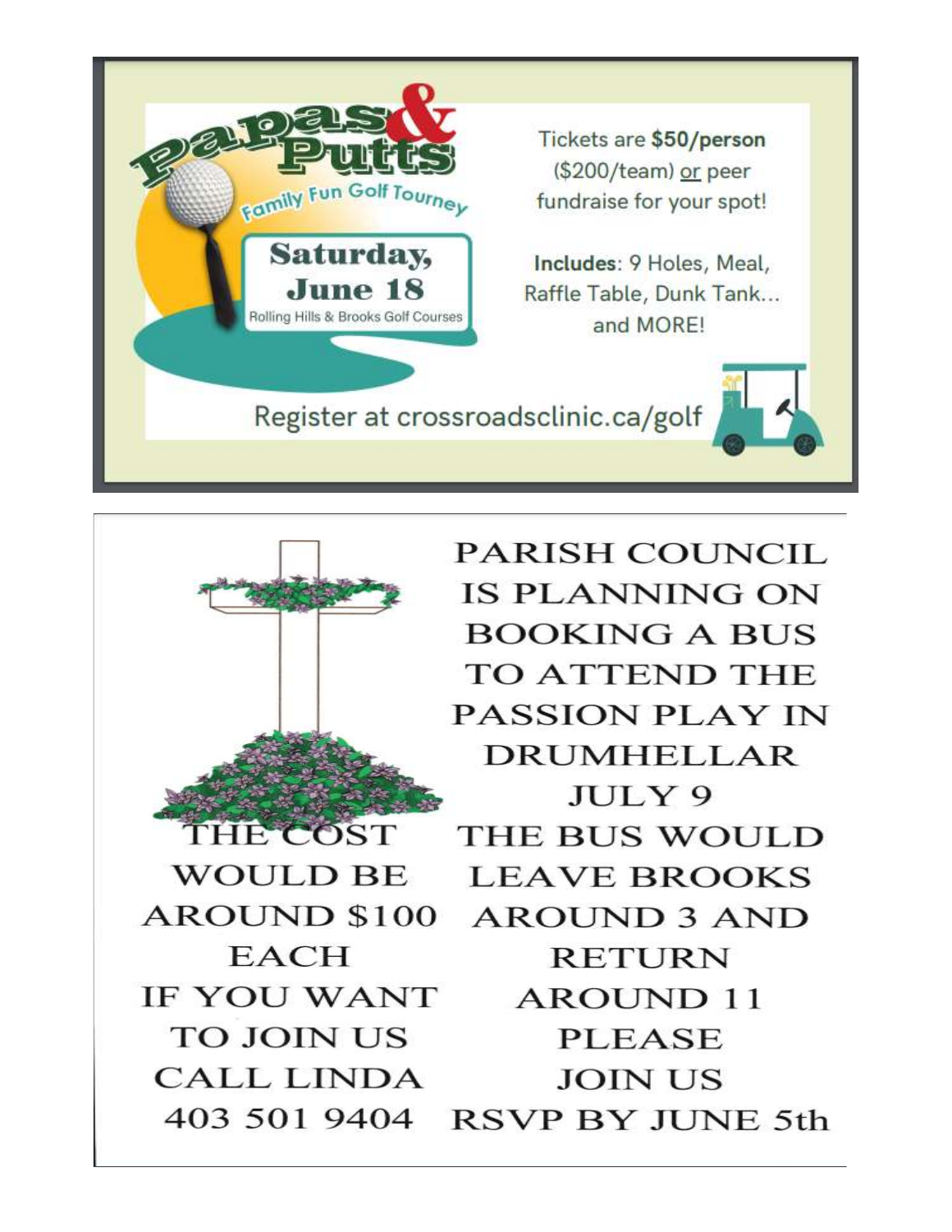# Papas & Putts

Family Fun Golf Tourney

**Saturday, June 18**

Rolling Hills & Brooks Golf Courses

Tickets are **$50/person** ($200/team) or peer fundraise for your spot!

**Includes**: 9 Holes, Meal, Raffle Table, Dunk Tank... and MORE!

Register at crossroadsclinic.ca/golf

---

PARISH COUNCIL IS PLANNING ON BOOKING A BUS TO ATTEND THE PASSION PLAY IN DRUMHELLAR JULY 9

THE BUS WOULD LEAVE BROOKS AROUND 3 AND RETURN AROUND 11

THE COST WOULD BE AROUND $100 EACH

IF YOU WANT TO JOIN US CALL LINDA 403 501 9404

PLEASE JOIN US

RSVP BY JUNE 5th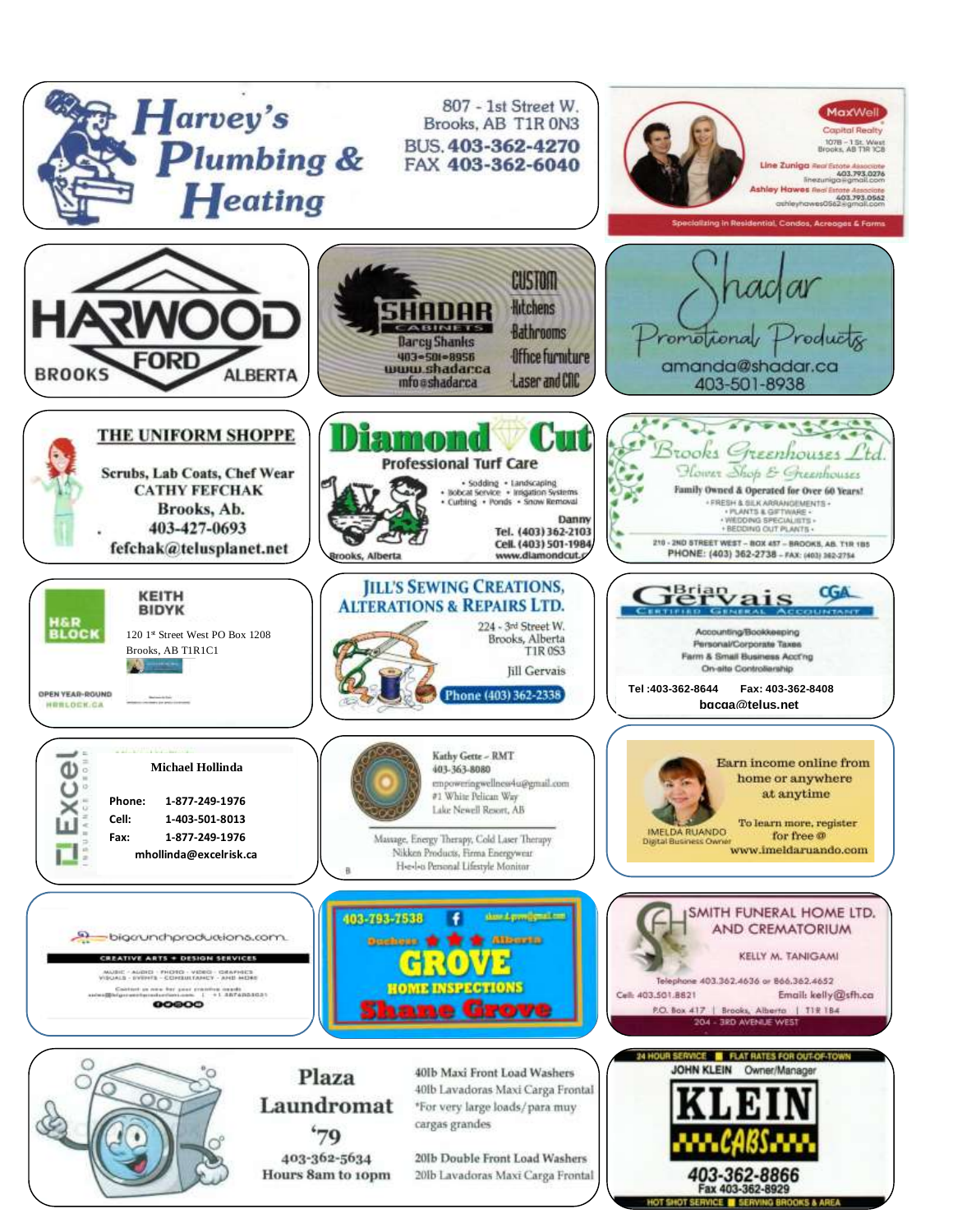**Harvey's Plumbing & Heating**

807 - 1st Street W.
Brooks, AB T1R 0N3
BUS. 403-362-4270
FAX 403-362-6040

---

**MaxWell Capital Realty**

107B - 1 St. West
Brooks, AB T1R 1C8

Line Zuniga Real Estate Associate
403.793.0276
linezuniga@gmail.com

Ashley Hawes Real Estate Associate
403.793.0562
ashleyhawes0562@gmail.com

Specializing in Residential, Condos, Acreages & Farms

---

**HARWOOD FORD**
BROOKS ALBERTA

---

**SHADAR CABINETS**
Darcy Shanks
403-501-8956
www.shadar.ca
info@shadar.ca

CUSTOM
Kitchens
Bathrooms
Office furniture
Laser and CNC

---

**Shadar Promotional Products**
amanda@shadar.ca
403-501-8938

---

**THE UNIFORM SHOPPE**
Scrubs, Lab Coats, Chef Wear
CATHY FEFCHAK
Brooks, Ab.
403-427-0693
fefchak@telusplanet.net

---

**Diamond Cut**
Professional Turf Care

- Sodding
- Landscaping
- Bobcat Service
- Irrigation Systems
- Curbing
- Ponds
- Snow Removal

Danny
Tel. (403) 362-2103
Cell. (403) 501-1984
www.diamondcut.c
Brooks, Alberta

---

**Brooks Greenhouses Ltd.**
Flower Shop & Greenhouses
Family Owned & Operated for Over 60 Years!

- FRESH & SILK ARRANGEMENTS
- PLANTS & GIFTWARE
- WEDDING SPECIALISTS
- BEDDING OUT PLANTS

210 - 2ND STREET WEST - BOX 457 - BROOKS, AB T1R 1B5
PHONE: (403) 362-2738 - FAX: (403) 362-2754

---

**H&R BLOCK**
KEITH BIDYK
120 1st Street West PO Box 1208
Brooks, AB T1R1C1
OPEN YEAR-ROUND
HRBLOCK.CA

---

**JILL'S SEWING CREATIONS, ALTERATIONS & REPAIRS LTD.**
224 - 3rd Street W.
Brooks, Alberta
T1R 0S3
Jill Gervais
Phone (403) 362-2338

---

**Brian Gervais CGA**
CERTIFIED GENERAL ACCOUNTANT

Accounting/Bookkeeping
Personal/Corporate Taxes
Farm & Small Business Acct'ng
On-site Controllership

Tel: 403-362-8644 Fax: 403-362-8408
bacga@telus.net

---

**Excel Insurance Group**
Michael Hollinda

Phone: 1-877-249-1976
Cell: 1-403-501-8013
Fax: 1-877-249-1976
mhollinda@excelrisk.ca

---

Kathy Gette – RMT
403-363-8080
empoweringwellness4u@gmail.com
#1 White Pelican Way
Lake Newell Resort, AB

Massage, Energy Therapy, Cold Laser Therapy
Nikken Products, Firma Energywear
H-e-l-o Personal Lifestyle Monitor

---

Earn income online from home or anywhere at anytime

To learn more, register for free @ www.imeldaruando.com

IMELDA RUANDO
Digital Business Owner

---

**bigcrunchproductions.com**
CREATIVE ARTS + DESIGN SERVICES
MUSIC - AUDIO - PHOTO - VIDEO - GRAPHICS
VISUALS - EVENTS - CONSULTANCY - AND MORE

---

**GROVE HOME INSPECTIONS**
403-793-7538
Duchess Alberta
Shane Grove

---

**SMITH FUNERAL HOME LTD. AND CREMATORIUM**
KELLY M. TANIGAMI
Telephone 403.362.4636 or 866.362.4652
Cell: 403.501.8821
Email: kelly@sfh.ca
P.O. Box 417 | Brooks, Alberta | T1R 1B4
204 - 3RD AVENUE WEST

---

**Plaza Laundromat '79**
403-362-5634
Hours 8am to 10pm

40lb Maxi Front Load Washers
40lb Lavadoras Maxi Carga Frontal
*For very large loads/para muy cargas grandes

20lb Double Front Load Washers
20lb Lavadoras Maxi Carga Frontal

---

**KLEIN CABS**
24 HOUR SERVICE | FLAT RATES FOR OUT-OF-TOWN
JOHN KLEIN Owner/Manager
403-362-8866
Fax 403-362-8929
HOT SHOT SERVICE | SERVING BROOKS & AREA